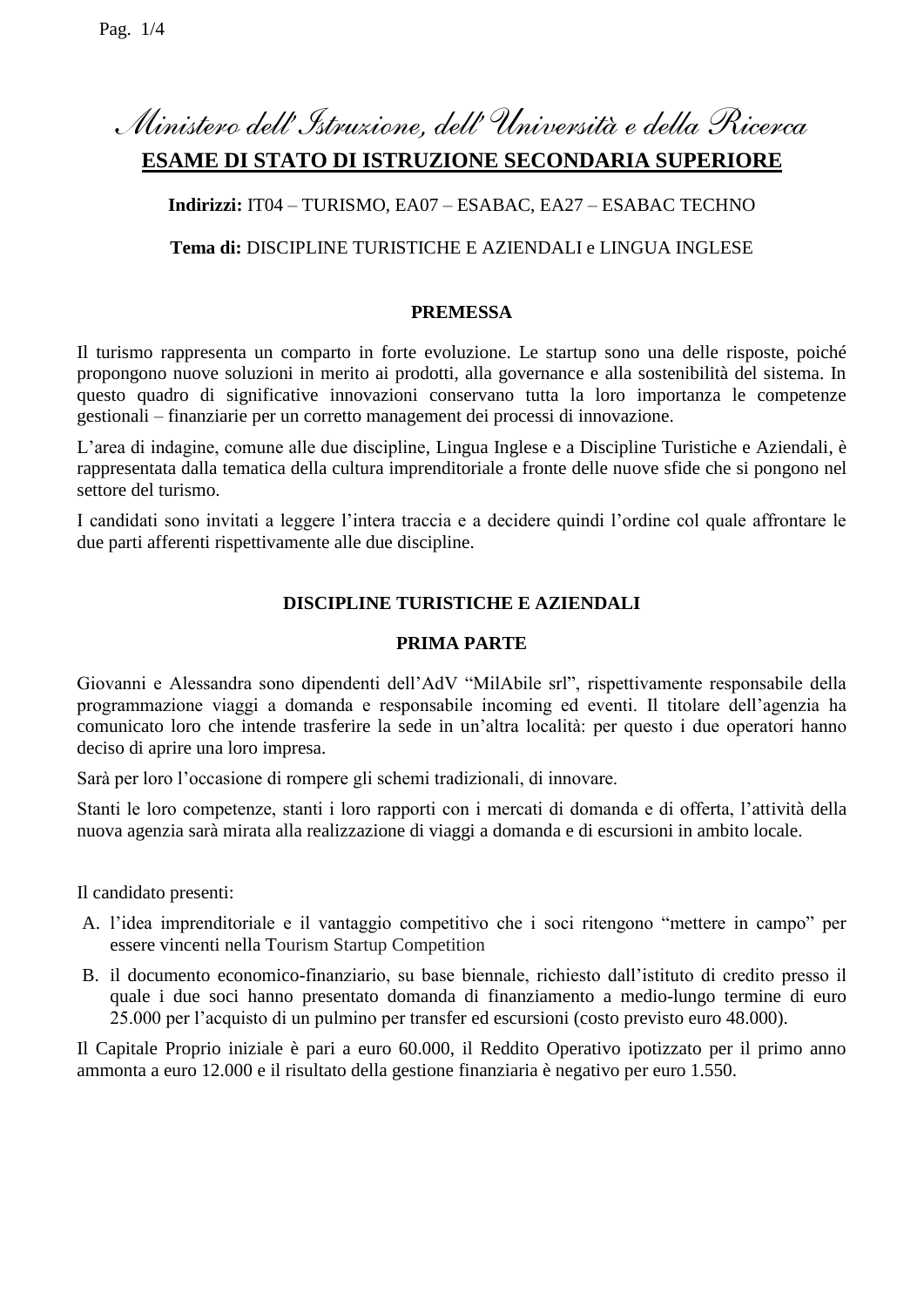*Ministero dell'Istruzione, dell'Università e della Ricerca*

# ESAME DI STATO DI ISTRUZIONE SECONDARIA SUPERIORE

**Indirizzi:** IT04 – TURISMO, EA07 – ESABAC, EA27 – ESABAC TECHNO

**Tema di:** DISCIPLINE TURISTICHE E AZIENDALI e LINGUA INGLESE

## PREMESSA

Il turismo rappresenta un comparto in forte evoluzione. Le startup sono una delle risposte, poiché propongono nuove soluzioni in merito ai prodotti, alla governance e alla sostenibilità del sistema. In questo quadro di significative innovazioni conservano tutta la loro importanza le competenze gestionali – finanziarie per un corretto management dei processi di innovazione.

L'area di indagine, comune alle due discipline, Lingua Inglese e a Discipline Turistiche e Aziendali, è rappresentata dalla tematica della cultura imprenditoriale a fronte delle nuove sfide che si pongono nel settore del turismo.

I candidati sono invitati a leggere l'intera traccia e a decidere quindi l'ordine col quale affrontare le due parti afferenti rispettivamente alle due discipline.

## DISCIPLINE TURISTICHE E AZIENDALI

### PRIMA PARTE

Giovanni e Alessandra sono dipendenti dell'AdV "MilAbile srl", rispettivamente responsabile della programmazione viaggi a domanda e responsabile incoming ed eventi. Il titolare dell'agenzia ha comunicato loro che intende trasferire la sede in un'altra località: per questo i due operatori hanno deciso di aprire una loro impresa.

Sarà per loro l'occasione di rompere gli schemi tradizionali, di innovare.

Stanti le loro competenze, stanti i loro rapporti con i mercati di domanda e di offerta, l'attività della nuova agenzia sarà mirata alla realizzazione di viaggi a domanda e di escursioni in ambito locale.

Il candidato presenti:

A. l'idea imprenditoriale e il vantaggio competitivo che i soci ritengono "mettere in campo" per essere vincenti nella Tourism Startup Competition

B. il documento economico-finanziario, su base biennale, richiesto dall'istituto di credito presso il quale i due soci hanno presentato domanda di finanziamento a medio-lungo termine di euro 25.000 per l'acquisto di un pulmino per transfer ed escursioni (costo previsto euro 48.000).

Il Capitale Proprio iniziale è pari a euro 60.000, il Reddito Operativo ipotizzato per il primo anno ammonta a euro 12.000 e il risultato della gestione finanziaria è negativo per euro 1.550.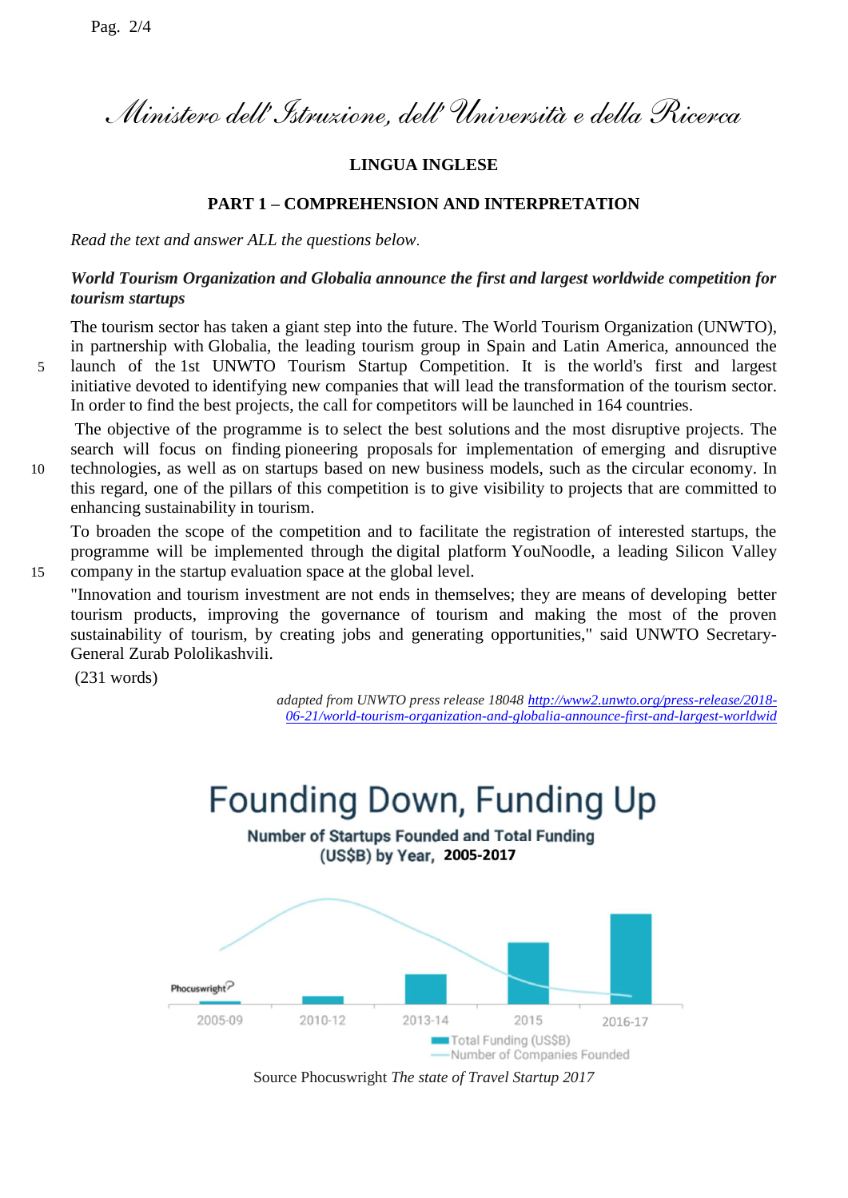*Ministero dell'Istruzione, dell'Università e della Ricerca*

**LINGUA INGLESE**

**PART 1 – COMPREHENSION AND INTERPRETATION**

*Read the text and answer ALL the questions below.*

***World Tourism Organization and Globalia announce the first and largest worldwide competition for tourism startups***

The tourism sector has taken a giant step into the future. The World Tourism Organization (UNWTO), in partnership with Globalia, the leading tourism group in Spain and Latin America, announced the launch of the 1st UNWTO Tourism Startup Competition. It is the world's first and largest initiative devoted to identifying new companies that will lead the transformation of the tourism sector. In order to find the best projects, the call for competitors will be launched in 164 countries.

The objective of the programme is to select the best solutions and the most disruptive projects. The search will focus on finding pioneering proposals for implementation of emerging and disruptive technologies, as well as on startups based on new business models, such as the circular economy. In this regard, one of the pillars of this competition is to give visibility to projects that are committed to enhancing sustainability in tourism.

To broaden the scope of the competition and to facilitate the registration of interested startups, the programme will be implemented through the digital platform YouNoodle, a leading Silicon Valley company in the startup evaluation space at the global level.

"Innovation and tourism investment are not ends in themselves; they are means of developing better tourism products, improving the governance of tourism and making the most of the proven sustainability of tourism, by creating jobs and generating opportunities," said UNWTO Secretary-General Zurab Pololikashvili.

(231 words)

*adapted from UNWTO press release 18048* http://www2.unwto.org/press-release/2018-06-21/world-tourism-organization-and-globalia-announce-first-and-largest-worldwid

**Founding Down, Funding Up**

**Number of Startups Founded and Total Funding (US$B) by Year, 2005-2017**

Phocuswright

2005-09 | 2010-12 | 2013-14 | 2015 | 2016-17

Total Funding (US$B)
Number of Companies Founded

Source Phocuswright *The state of Travel Startup 2017*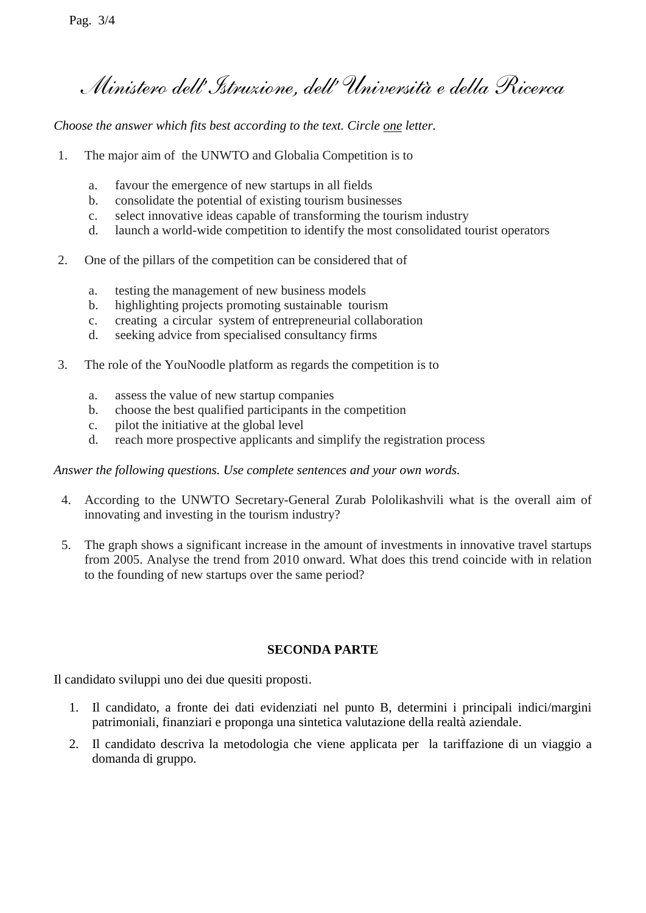# Ministero dell'Istruzione, dell'Università e della Ricerca

*Choose the answer which fits best according to the text. Circle one letter.*

1. The major aim of the UNWTO and Globalia Competition is to

   a. favour the emergence of new startups in all fields
   b. consolidate the potential of existing tourism businesses
   c. select innovative ideas capable of transforming the tourism industry
   d. launch a world-wide competition to identify the most consolidated tourist operators

2. One of the pillars of the competition can be considered that of

   a. testing the management of new business models
   b. highlighting projects promoting sustainable tourism
   c. creating a circular system of entrepreneurial collaboration
   d. seeking advice from specialised consultancy firms

3. The role of the YouNoodle platform as regards the competition is to

   a. assess the value of new startup companies
   b. choose the best qualified participants in the competition
   c. pilot the initiative at the global level
   d. reach more prospective applicants and simplify the registration process

*Answer the following questions. Use complete sentences and your own words.*

4. According to the UNWTO Secretary-General Zurab Pololikashvili what is the overall aim of innovating and investing in the tourism industry?

5. The graph shows a significant increase in the amount of investments in innovative travel startups from 2005. Analyse the trend from 2010 onward. What does this trend coincide with in relation to the founding of new startups over the same period?

## SECONDA PARTE

Il candidato sviluppi uno dei due quesiti proposti.

1. Il candidato, a fronte dei dati evidenziati nel punto B, determini i principali indici/margini patrimoniali, finanziari e proponga una sintetica valutazione della realtà aziendale.
2. Il candidato descriva la metodologia che viene applicata per la tariffazione di un viaggio a domanda di gruppo.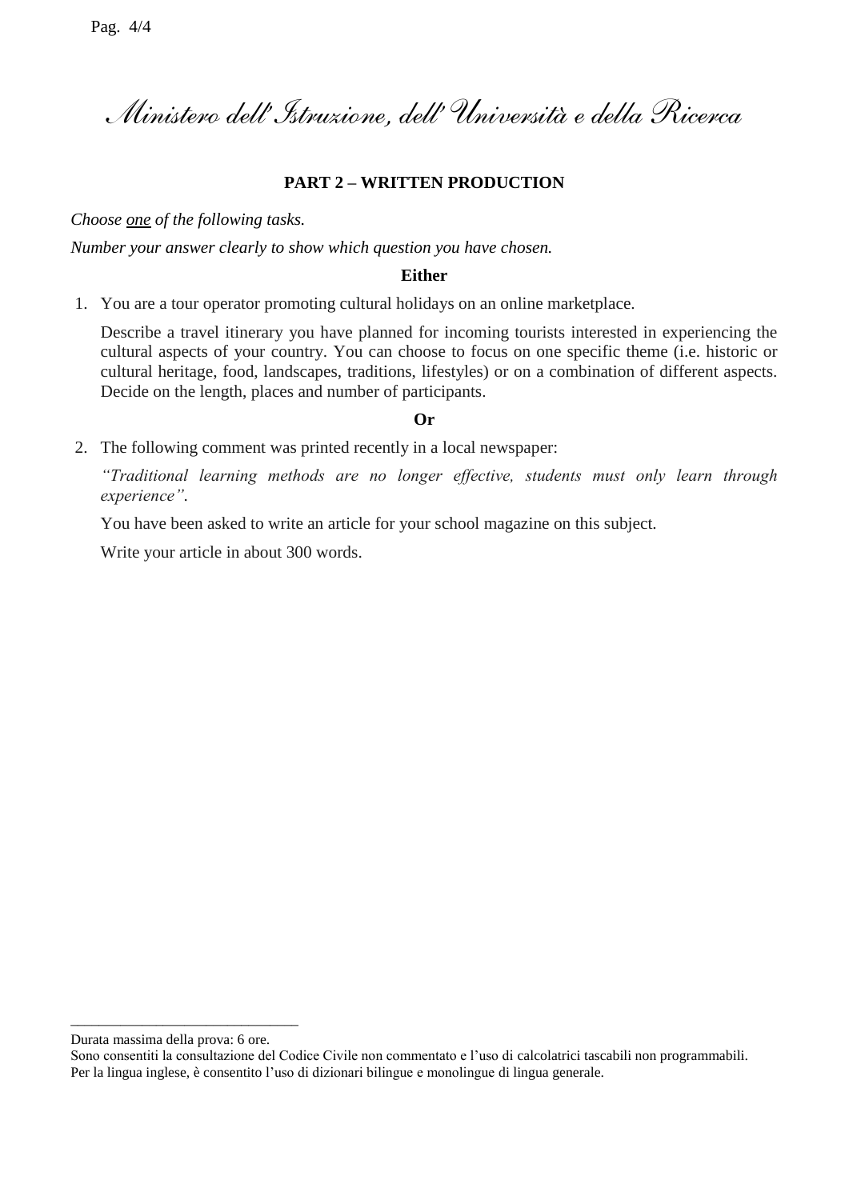*Ministero dell'Istruzione, dell'Università e della Ricerca*

## PART 2 – WRITTEN PRODUCTION

*Choose one of the following tasks.*

*Number your answer clearly to show which question you have chosen.*

**Either**

1. You are a tour operator promoting cultural holidays on an online marketplace.

   Describe a travel itinerary you have planned for incoming tourists interested in experiencing the cultural aspects of your country. You can choose to focus on one specific theme (i.e. historic or cultural heritage, food, landscapes, traditions, lifestyles) or on a combination of different aspects. Decide on the length, places and number of participants.

**Or**

2. The following comment was printed recently in a local newspaper:

   *"Traditional learning methods are no longer effective, students must only learn through experience".*

   You have been asked to write an article for your school magazine on this subject.

   Write your article in about 300 words.

---

Durata massima della prova: 6 ore.

Sono consentiti la consultazione del Codice Civile non commentato e l'uso di calcolatrici tascabili non programmabili.

Per la lingua inglese, è consentito l'uso di dizionari bilingue e monolingue di lingua generale.